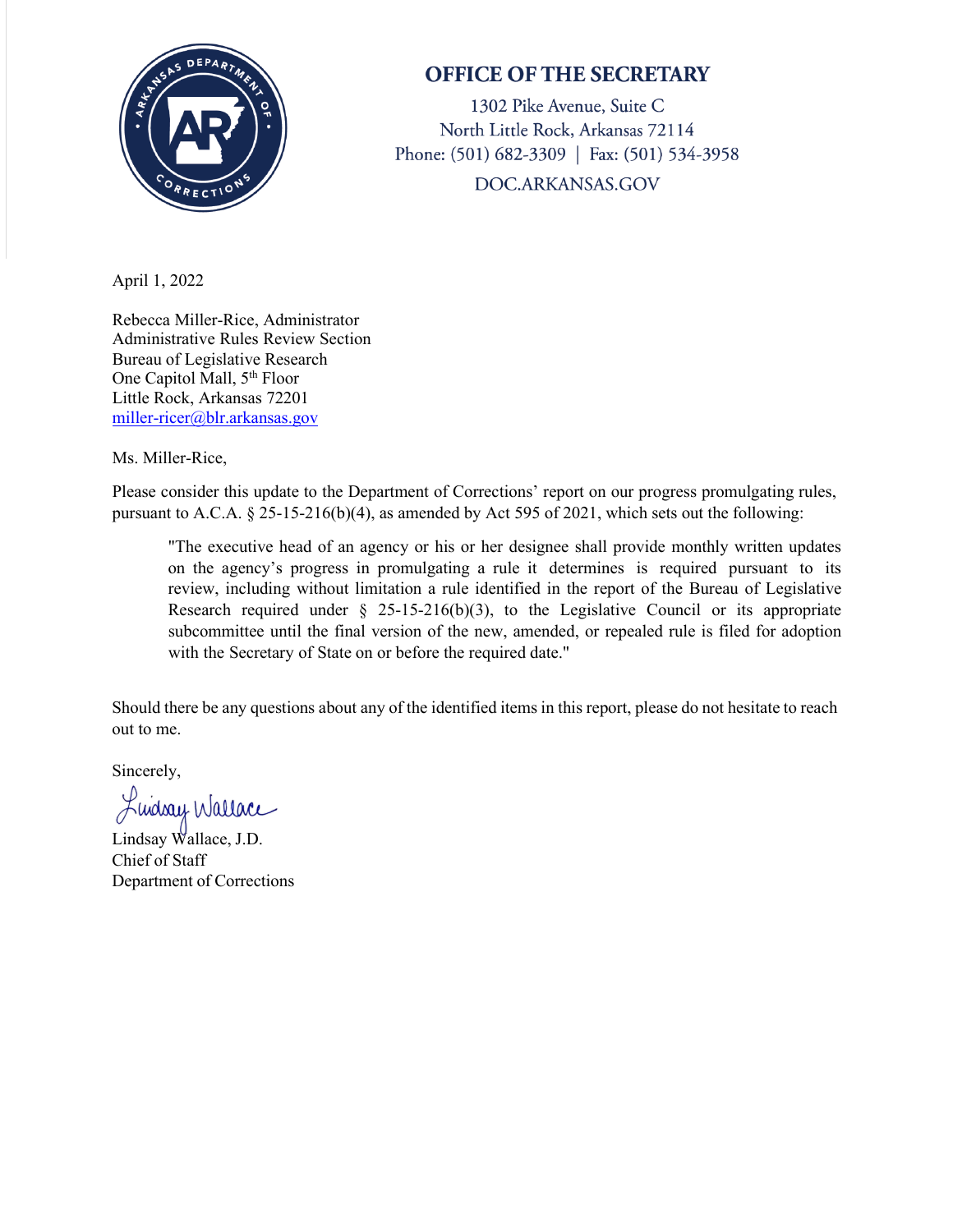# OFFICE OF THE SECRETARY

1302 Pike Avenue, Suite C
North Little Rock, Arkansas 72114
Phone: (501) 682-3309 | Fax: (501) 534-3958
DOC.ARKANSAS.GOV

April 1, 2022

Rebecca Miller-Rice, Administrator
Administrative Rules Review Section
Bureau of Legislative Research
One Capitol Mall, 5th Floor
Little Rock, Arkansas 72201
miller-ricer@blr.arkansas.gov

Ms. Miller-Rice,

Please consider this update to the Department of Corrections' report on our progress promulgating rules, pursuant to A.C.A. § 25-15-216(b)(4), as amended by Act 595 of 2021, which sets out the following:

> "The executive head of an agency or his or her designee shall provide monthly written updates on the agency's progress in promulgating a rule it determines is required pursuant to its review, including without limitation a rule identified in the report of the Bureau of Legislative Research required under § 25-15-216(b)(3), to the Legislative Council or its appropriate subcommittee until the final version of the new, amended, or repealed rule is filed for adoption with the Secretary of State on or before the required date."

Should there be any questions about any of the identified items in this report, please do not hesitate to reach out to me.

Sincerely,

Lindsay Wallace

Lindsay Wallace, J.D.
Chief of Staff
Department of Corrections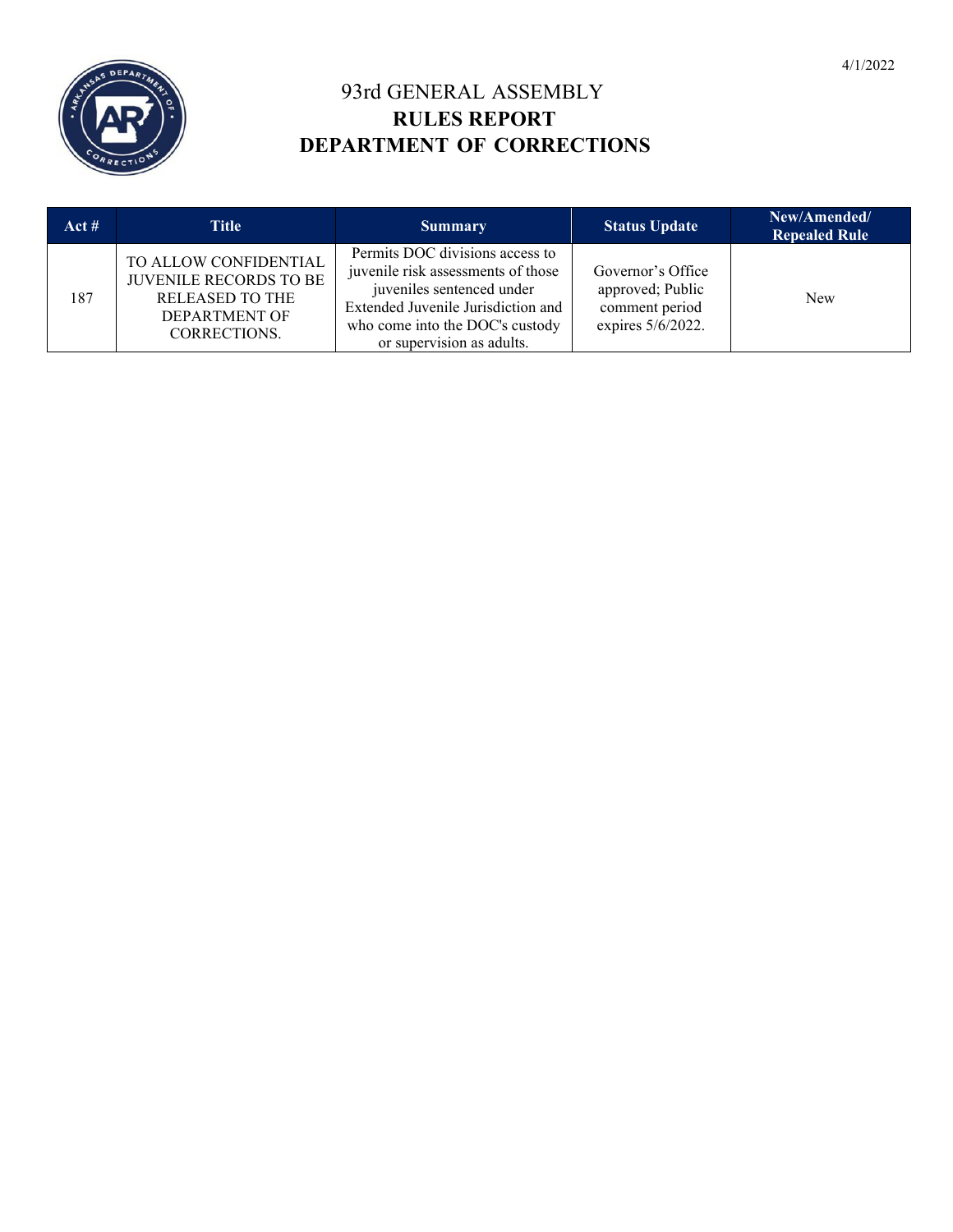4/1/2022

# 93rd GENERAL ASSEMBLY
## RULES REPORT
## DEPARTMENT OF CORRECTIONS

| Act # | Title | Summary | Status Update | New/Amended/ Repealed Rule |
|---|---|---|---|---|
| 187 | TO ALLOW CONFIDENTIAL JUVENILE RECORDS TO BE RELEASED TO THE DEPARTMENT OF CORRECTIONS. | Permits DOC divisions access to juvenile risk assessments of those juveniles sentenced under Extended Juvenile Jurisdiction and who come into the DOC's custody or supervision as adults. | Governor's Office approved; Public comment period expires 5/6/2022. | New |